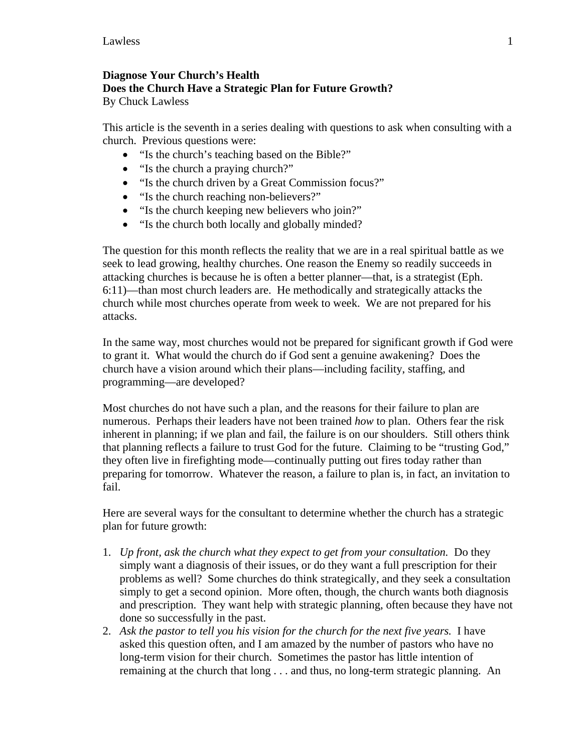**Diagnose Your Church's Health**
**Does the Church Have a Strategic Plan for Future Growth?**
By Chuck Lawless

This article is the seventh in a series dealing with questions to ask when consulting with a church. Previous questions were:

- "Is the church's teaching based on the Bible?"
- "Is the church a praying church?"
- "Is the church driven by a Great Commission focus?"
- "Is the church reaching non-believers?"
- "Is the church keeping new believers who join?"
- "Is the church both locally and globally minded?

The question for this month reflects the reality that we are in a real spiritual battle as we seek to lead growing, healthy churches. One reason the Enemy so readily succeeds in attacking churches is because he is often a better planner—that, is a strategist (Eph. 6:11)—than most church leaders are. He methodically and strategically attacks the church while most churches operate from week to week. We are not prepared for his attacks.

In the same way, most churches would not be prepared for significant growth if God were to grant it. What would the church do if God sent a genuine awakening? Does the church have a vision around which their plans—including facility, staffing, and programming—are developed?

Most churches do not have such a plan, and the reasons for their failure to plan are numerous. Perhaps their leaders have not been trained *how* to plan. Others fear the risk inherent in planning; if we plan and fail, the failure is on our shoulders. Still others think that planning reflects a failure to trust God for the future. Claiming to be "trusting God," they often live in firefighting mode—continually putting out fires today rather than preparing for tomorrow. Whatever the reason, a failure to plan is, in fact, an invitation to fail.

Here are several ways for the consultant to determine whether the church has a strategic plan for future growth:

1. *Up front, ask the church what they expect to get from your consultation.* Do they simply want a diagnosis of their issues, or do they want a full prescription for their problems as well? Some churches do think strategically, and they seek a consultation simply to get a second opinion. More often, though, the church wants both diagnosis and prescription. They want help with strategic planning, often because they have not done so successfully in the past.
2. *Ask the pastor to tell you his vision for the church for the next five years.* I have asked this question often, and I am amazed by the number of pastors who have no long-term vision for their church. Sometimes the pastor has little intention of remaining at the church that long . . . and thus, no long-term strategic planning. An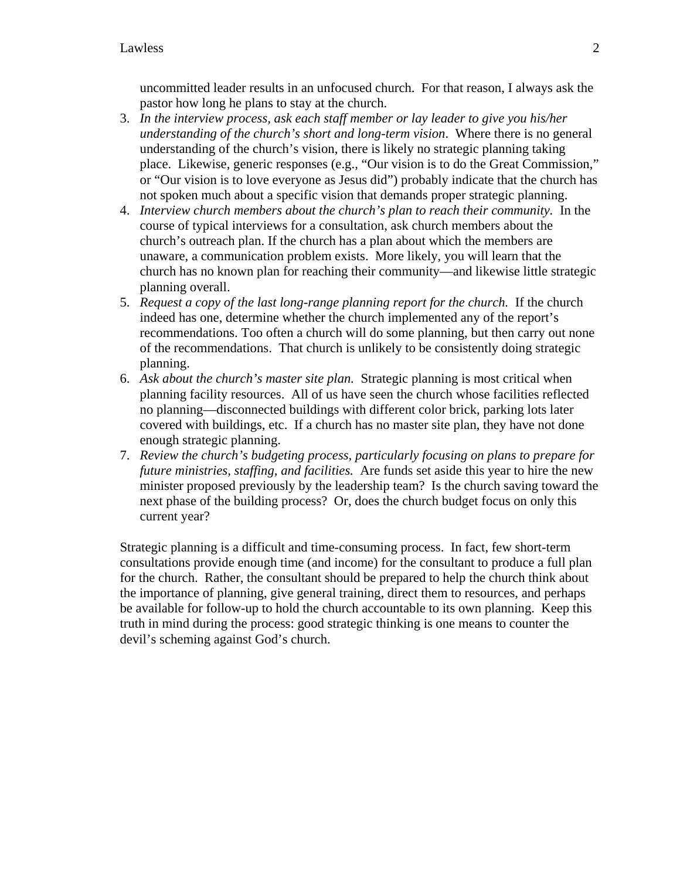uncommitted leader results in an unfocused church. For that reason, I always ask the pastor how long he plans to stay at the church.

3. *In the interview process, ask each staff member or lay leader to give you his/her understanding of the church's short and long-term vision*. Where there is no general understanding of the church's vision, there is likely no strategic planning taking place. Likewise, generic responses (e.g., "Our vision is to do the Great Commission," or "Our vision is to love everyone as Jesus did") probably indicate that the church has not spoken much about a specific vision that demands proper strategic planning.
4. *Interview church members about the church's plan to reach their community.* In the course of typical interviews for a consultation, ask church members about the church's outreach plan. If the church has a plan about which the members are unaware, a communication problem exists. More likely, you will learn that the church has no known plan for reaching their community—and likewise little strategic planning overall.
5. *Request a copy of the last long-range planning report for the church.* If the church indeed has one, determine whether the church implemented any of the report's recommendations. Too often a church will do some planning, but then carry out none of the recommendations. That church is unlikely to be consistently doing strategic planning.
6. *Ask about the church's master site plan.* Strategic planning is most critical when planning facility resources. All of us have seen the church whose facilities reflected no planning—disconnected buildings with different color brick, parking lots later covered with buildings, etc. If a church has no master site plan, they have not done enough strategic planning.
7. *Review the church's budgeting process, particularly focusing on plans to prepare for future ministries, staffing, and facilities.* Are funds set aside this year to hire the new minister proposed previously by the leadership team? Is the church saving toward the next phase of the building process? Or, does the church budget focus on only this current year?

Strategic planning is a difficult and time-consuming process. In fact, few short-term consultations provide enough time (and income) for the consultant to produce a full plan for the church. Rather, the consultant should be prepared to help the church think about the importance of planning, give general training, direct them to resources, and perhaps be available for follow-up to hold the church accountable to its own planning. Keep this truth in mind during the process: good strategic thinking is one means to counter the devil's scheming against God's church.